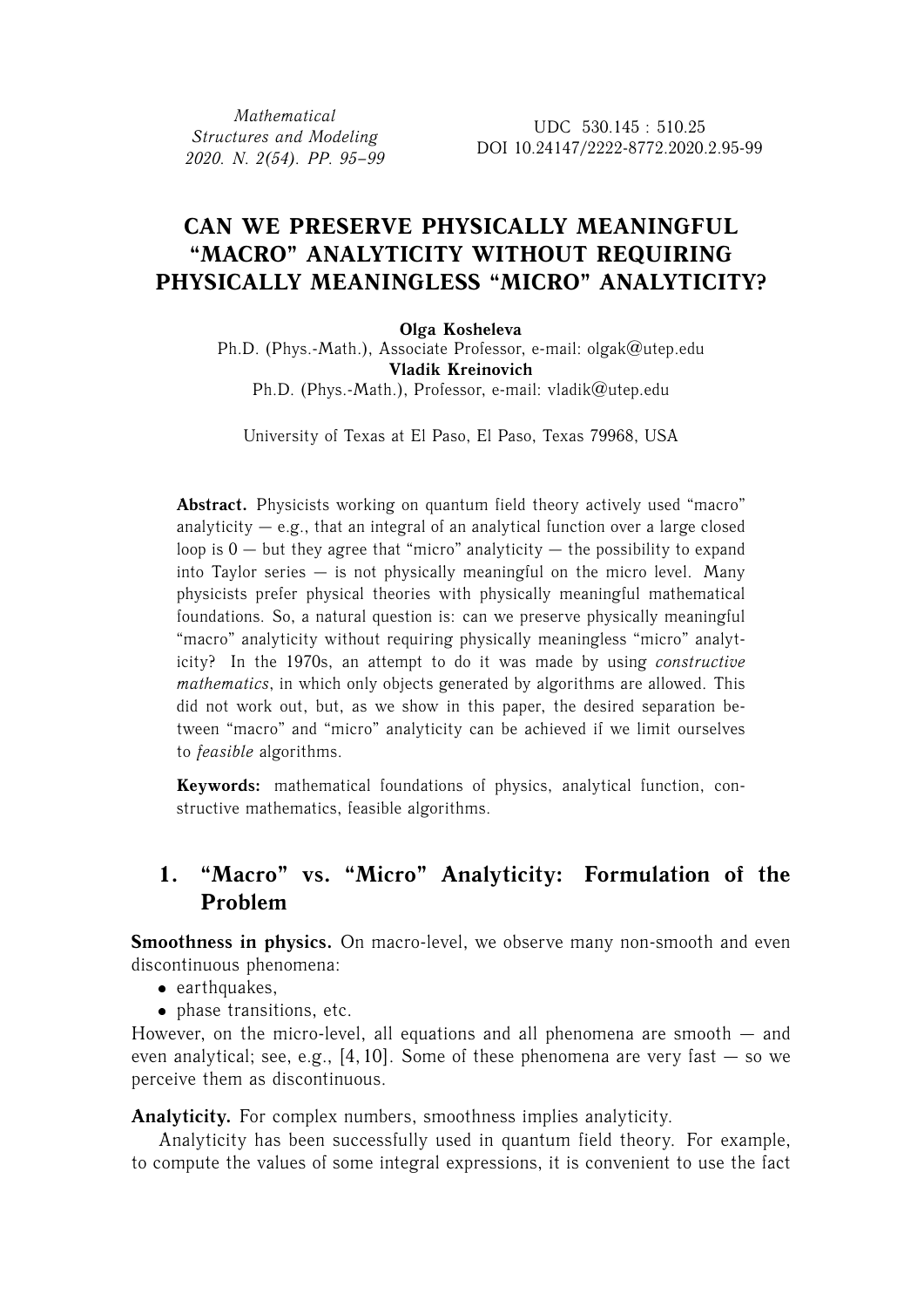Mathematical Structures and Modeling
2020. N. 2(54). PP. 95–99

UDC 530.145 : 510.25
DOI 10.24147/2222-8772.2020.2.95-99

# CAN WE PRESERVE PHYSICALLY MEANINGFUL "MACRO" ANALYTICITY WITHOUT REQUIRING PHYSICALLY MEANINGLESS "MICRO" ANALYTICITY?

**Olga Kosheleva**
Ph.D. (Phys.-Math.), Associate Professor, e-mail: olgak@utep.edu
**Vladik Kreinovich**
Ph.D. (Phys.-Math.), Professor, e-mail: vladik@utep.edu

University of Texas at El Paso, El Paso, Texas 79968, USA

**Abstract.** Physicists working on quantum field theory actively used "macro" analyticity — e.g., that an integral of an analytical function over a large closed loop is 0 — but they agree that "micro" analyticity — the possibility to expand into Taylor series — is not physically meaningful on the micro level. Many physicists prefer physical theories with physically meaningful mathematical foundations. So, a natural question is: can we preserve physically meaningful "macro" analyticity without requiring physically meaningless "micro" analyticity? In the 1970s, an attempt to do it was made by using *constructive mathematics*, in which only objects generated by algorithms are allowed. This did not work out, but, as we show in this paper, the desired separation between "macro" and "micro" analyticity can be achieved if we limit ourselves to *feasible* algorithms.

**Keywords:** mathematical foundations of physics, analytical function, constructive mathematics, feasible algorithms.

## 1. "Macro" vs. "Micro" Analyticity: Formulation of the Problem

**Smoothness in physics.** On macro-level, we observe many non-smooth and even discontinuous phenomena:

- earthquakes,
- phase transitions, etc.

However, on the micro-level, all equations and all phenomena are smooth — and even analytical; see, e.g., [4, 10]. Some of these phenomena are very fast — so we perceive them as discontinuous.

**Analyticity.** For complex numbers, smoothness implies analyticity.

Analyticity has been successfully used in quantum field theory. For example, to compute the values of some integral expressions, it is convenient to use the fact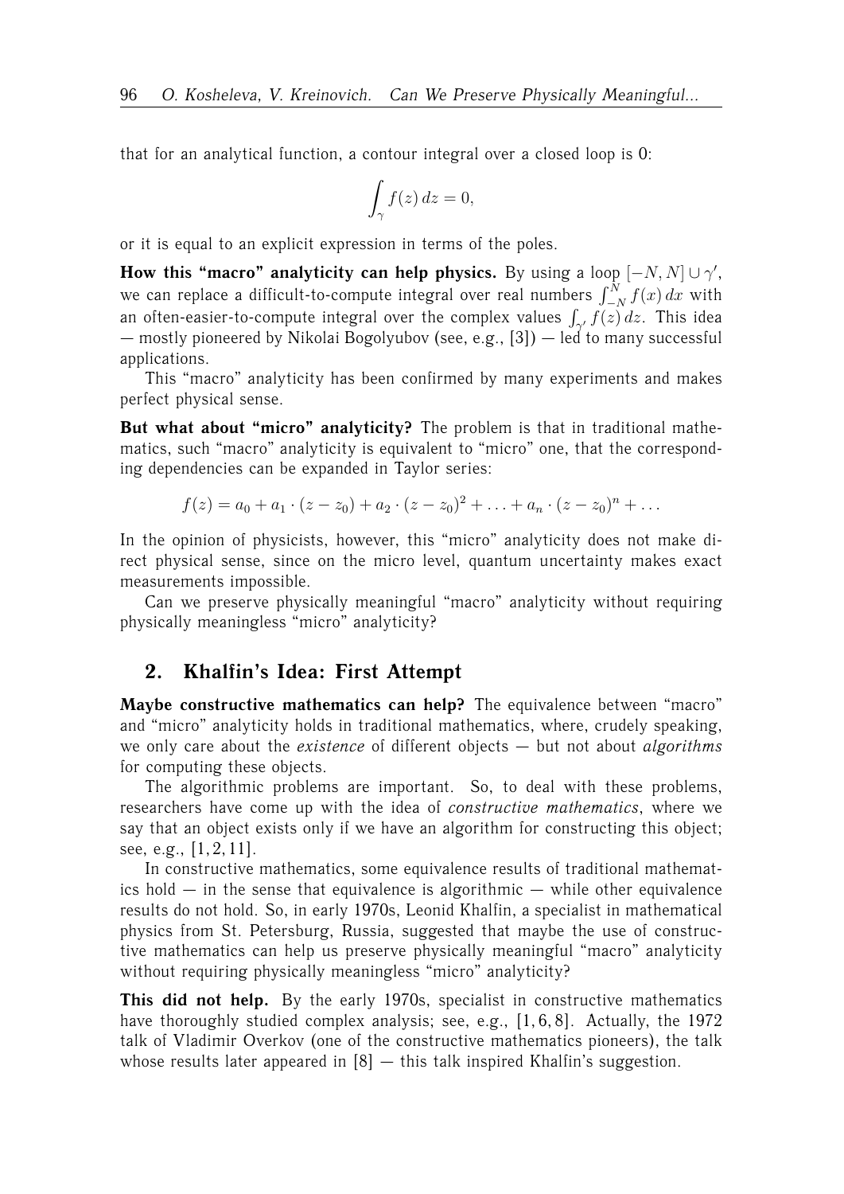that for an analytical function, a contour integral over a closed loop is 0:

$$\int_\gamma f(z)\,dz = 0,$$

or it is equal to an explicit expression in terms of the poles.

**How this "macro" analyticity can help physics.** By using a loop $[-N, N] \cup \gamma'$, we can replace a difficult-to-compute integral over real numbers $\int_{-N}^{N} f(x)\,dx$ with an often-easier-to-compute integral over the complex values $\int_{\gamma'} f(z)\,dz$. This idea — mostly pioneered by Nikolai Bogolyubov (see, e.g., [3]) — led to many successful applications.

This "macro" analyticity has been confirmed by many experiments and makes perfect physical sense.

**But what about "micro" analyticity?** The problem is that in traditional mathematics, such "macro" analyticity is equivalent to "micro" one, that the corresponding dependencies can be expanded in Taylor series:

$$f(z) = a_0 + a_1 \cdot (z - z_0) + a_2 \cdot (z - z_0)^2 + \ldots + a_n \cdot (z - z_0)^n + \ldots$$

In the opinion of physicists, however, this "micro" analyticity does not make direct physical sense, since on the micro level, quantum uncertainty makes exact measurements impossible.

Can we preserve physically meaningful "macro" analyticity without requiring physically meaningless "micro" analyticity?

## 2. Khalfin's Idea: First Attempt

**Maybe constructive mathematics can help?** The equivalence between "macro" and "micro" analyticity holds in traditional mathematics, where, crudely speaking, we only care about the *existence* of different objects — but not about *algorithms* for computing these objects.

The algorithmic problems are important. So, to deal with these problems, researchers have come up with the idea of *constructive mathematics*, where we say that an object exists only if we have an algorithm for constructing this object; see, e.g., [1, 2, 11].

In constructive mathematics, some equivalence results of traditional mathematics hold — in the sense that equivalence is algorithmic — while other equivalence results do not hold. So, in early 1970s, Leonid Khalfin, a specialist in mathematical physics from St. Petersburg, Russia, suggested that maybe the use of constructive mathematics can help us preserve physically meaningful "macro" analyticity without requiring physically meaningless "micro" analyticity?

**This did not help.** By the early 1970s, specialist in constructive mathematics have thoroughly studied complex analysis; see, e.g., [1, 6, 8]. Actually, the 1972 talk of Vladimir Overkov (one of the constructive mathematics pioneers), the talk whose results later appeared in [8] — this talk inspired Khalfin's suggestion.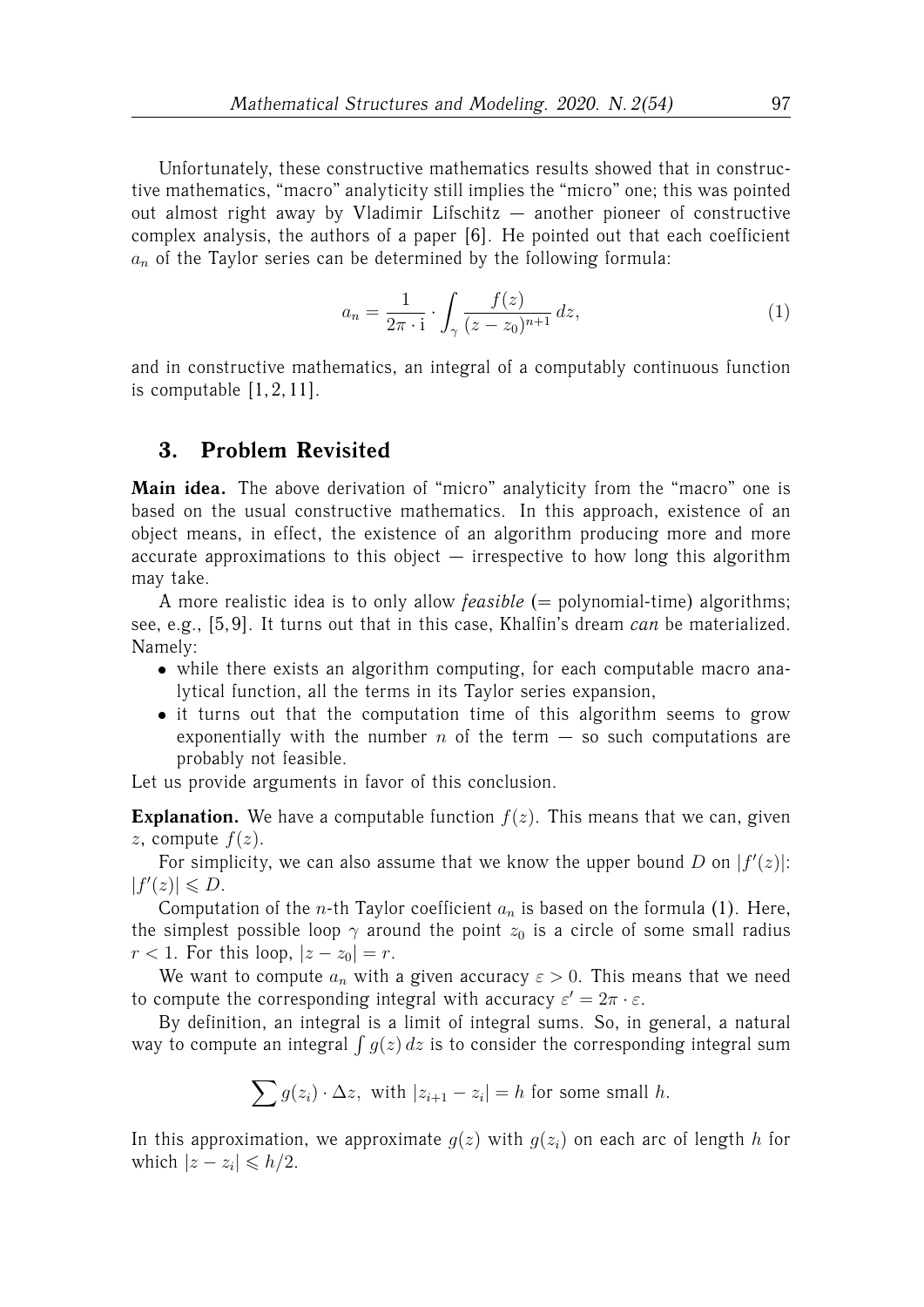Unfortunately, these constructive mathematics results showed that in constructive mathematics, "macro" analyticity still implies the "micro" one; this was pointed out almost right away by Vladimir Lifschitz — another pioneer of constructive complex analysis, the authors of a paper [6]. He pointed out that each coefficient $a_n$ of the Taylor series can be determined by the following formula:

$$a_n = \frac{1}{2\pi \cdot \mathrm{i}} \cdot \int_\gamma \frac{f(z)}{(z - z_0)^{n+1}}\, dz, \tag{1}$$

and in constructive mathematics, an integral of a computably continuous function is computable [1, 2, 11].

## 3. Problem Revisited

**Main idea.** The above derivation of "micro" analyticity from the "macro" one is based on the usual constructive mathematics. In this approach, existence of an object means, in effect, the existence of an algorithm producing more and more accurate approximations to this object — irrespective to how long this algorithm may take.

A more realistic idea is to only allow *feasible* (= polynomial-time) algorithms; see, e.g., [5, 9]. It turns out that in this case, Khalfin's dream *can* be materialized. Namely:

- while there exists an algorithm computing, for each computable macro analytical function, all the terms in its Taylor series expansion,
- it turns out that the computation time of this algorithm seems to grow exponentially with the number $n$ of the term — so such computations are probably not feasible.

Let us provide arguments in favor of this conclusion.

**Explanation.** We have a computable function $f(z)$. This means that we can, given $z$, compute $f(z)$.

For simplicity, we can also assume that we know the upper bound $D$ on $|f'(z)|$: $|f'(z)| \leqslant D$.

Computation of the $n$-th Taylor coefficient $a_n$ is based on the formula (1). Here, the simplest possible loop $\gamma$ around the point $z_0$ is a circle of some small radius $r < 1$. For this loop, $|z - z_0| = r$.

We want to compute $a_n$ with a given accuracy $\varepsilon > 0$. This means that we need to compute the corresponding integral with accuracy $\varepsilon' = 2\pi \cdot \varepsilon$.

By definition, an integral is a limit of integral sums. So, in general, a natural way to compute an integral $\int g(z)\, dz$ is to consider the corresponding integral sum

$$\sum g(z_i) \cdot \Delta z, \text{ with } |z_{i+1} - z_i| = h \text{ for some small } h.$$

In this approximation, we approximate $g(z)$ with $g(z_i)$ on each arc of length $h$ for which $|z - z_i| \leqslant h/2$.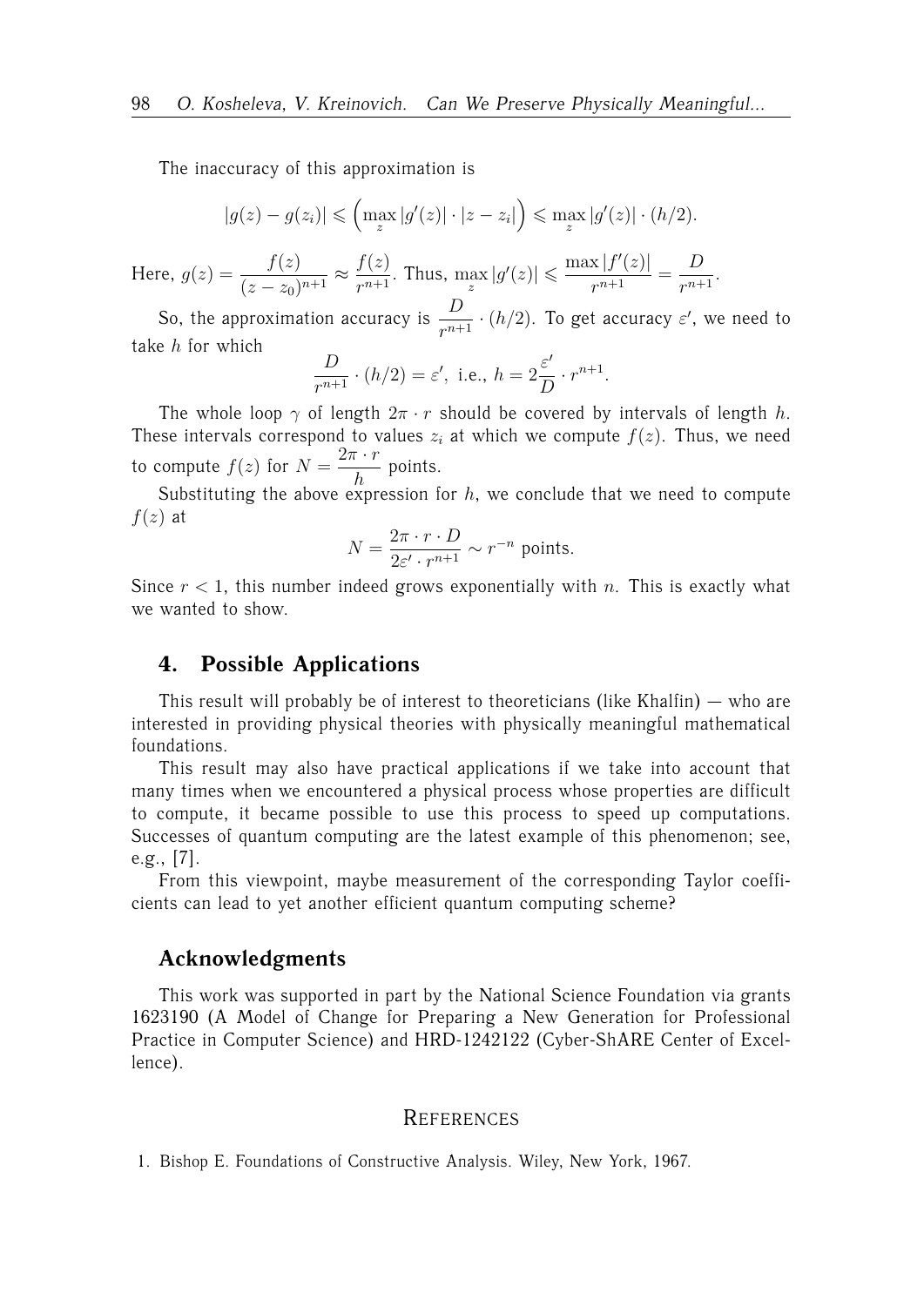The inaccuracy of this approximation is

$$|g(z) - g(z_i)| \leqslant \left(\max_z |g'(z)| \cdot |z - z_i|\right) \leqslant \max_z |g'(z)| \cdot (h/2).$$

Here, $g(z) = \dfrac{f(z)}{(z - z_0)^{n+1}} \approx \dfrac{f(z)}{r^{n+1}}$. Thus, $\max\limits_z |g'(z)| \leqslant \dfrac{\max |f'(z)|}{r^{n+1}} = \dfrac{D}{r^{n+1}}$.

So, the approximation accuracy is $\dfrac{D}{r^{n+1}} \cdot (h/2)$. To get accuracy $\varepsilon'$, we need to take $h$ for which

$$\frac{D}{r^{n+1}} \cdot (h/2) = \varepsilon', \text{ i.e., } h = 2\frac{\varepsilon'}{D} \cdot r^{n+1}.$$

The whole loop $\gamma$ of length $2\pi \cdot r$ should be covered by intervals of length $h$. These intervals correspond to values $z_i$ at which we compute $f(z)$. Thus, we need to compute $f(z)$ for $N = \dfrac{2\pi \cdot r}{h}$ points.

Substituting the above expression for $h$, we conclude that we need to compute $f(z)$ at

$$N = \frac{2\pi \cdot r \cdot D}{2\varepsilon' \cdot r^{n+1}} \sim r^{-n} \text{ points.}$$

Since $r < 1$, this number indeed grows exponentially with $n$. This is exactly what we wanted to show.

## 4. Possible Applications

This result will probably be of interest to theoreticians (like Khalfin) — who are interested in providing physical theories with physically meaningful mathematical foundations.

This result may also have practical applications if we take into account that many times when we encountered a physical process whose properties are difficult to compute, it became possible to use this process to speed up computations. Successes of quantum computing are the latest example of this phenomenon; see, e.g., [7].

From this viewpoint, maybe measurement of the corresponding Taylor coefficients can lead to yet another efficient quantum computing scheme?

## Acknowledgments

This work was supported in part by the National Science Foundation via grants 1623190 (A Model of Change for Preparing a New Generation for Professional Practice in Computer Science) and HRD-1242122 (Cyber-ShARE Center of Excellence).

## References

1. Bishop E. Foundations of Constructive Analysis. Wiley, New York, 1967.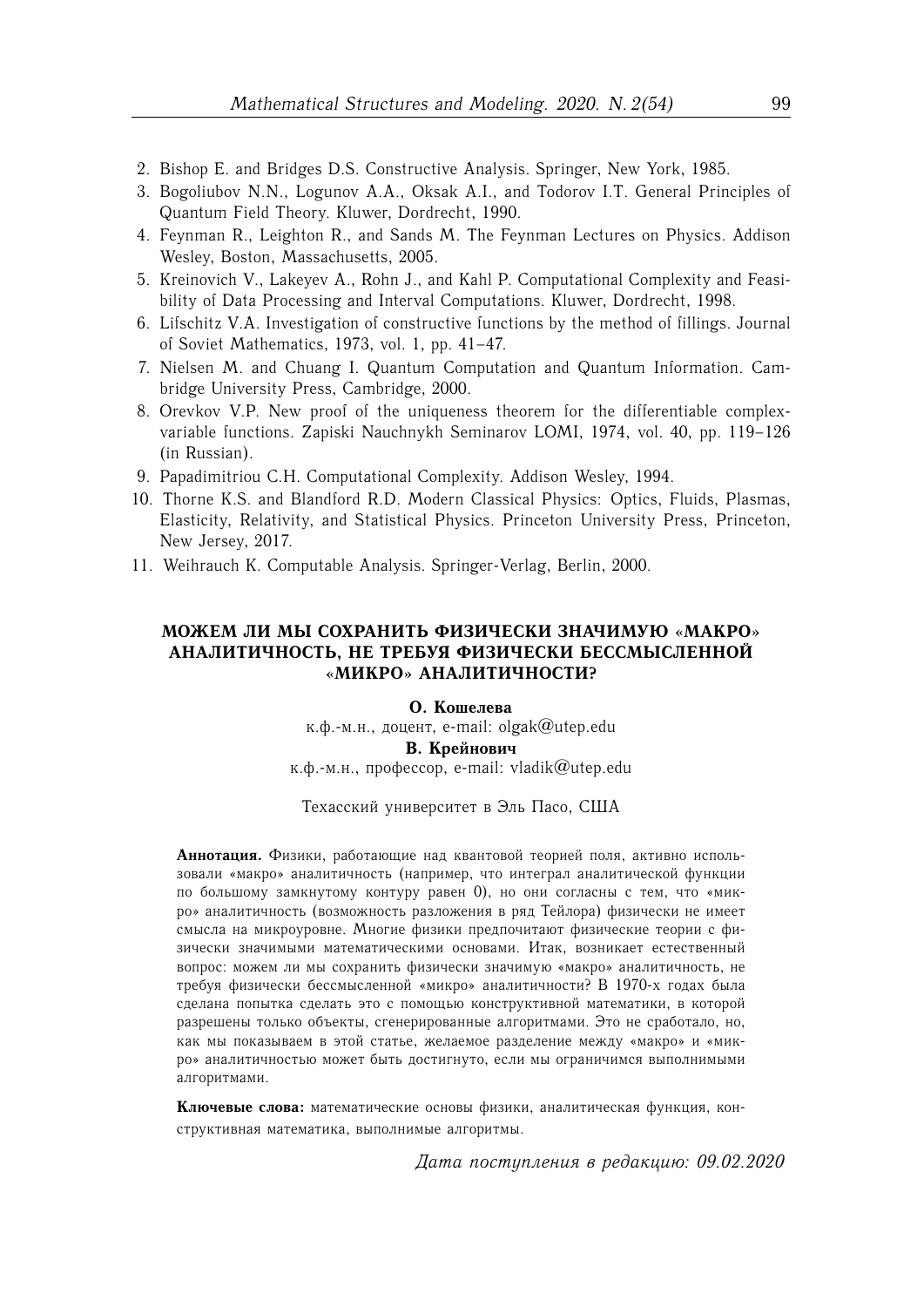2. Bishop E. and Bridges D.S. Constructive Analysis. Springer, New York, 1985.
3. Bogoliubov N.N., Logunov A.A., Oksak A.I., and Todorov I.T. General Principles of Quantum Field Theory. Kluwer, Dordrecht, 1990.
4. Feynman R., Leighton R., and Sands M. The Feynman Lectures on Physics. Addison Wesley, Boston, Massachusetts, 2005.
5. Kreinovich V., Lakeyev A., Rohn J., and Kahl P. Computational Complexity and Feasibility of Data Processing and Interval Computations. Kluwer, Dordrecht, 1998.
6. Lifschitz V.A. Investigation of constructive functions by the method of fillings. Journal of Soviet Mathematics, 1973, vol. 1, pp. 41–47.
7. Nielsen M. and Chuang I. Quantum Computation and Quantum Information. Cambridge University Press, Cambridge, 2000.
8. Orevkov V.P. New proof of the uniqueness theorem for the differentiable complex-variable functions. Zapiski Nauchnykh Seminarov LOMI, 1974, vol. 40, pp. 119–126 (in Russian).
9. Papadimitriou C.H. Computational Complexity. Addison Wesley, 1994.
10. Thorne K.S. and Blandford R.D. Modern Classical Physics: Optics, Fluids, Plasmas, Elasticity, Relativity, and Statistical Physics. Princeton University Press, Princeton, New Jersey, 2017.
11. Weihrauch K. Computable Analysis. Springer-Verlag, Berlin, 2000.

## МОЖЕМ ЛИ МЫ СОХРАНИТЬ ФИЗИЧЕСКИ ЗНАЧИМУЮ «МАКРО» АНАЛИТИЧНОСТЬ, НЕ ТРЕБУЯ ФИЗИЧЕСКИ БЕССМЫСЛЕННОЙ «МИКРО» АНАЛИТИЧНОСТИ?

**О. Кошелева**
к.ф.-м.н., доцент, e-mail: olgak@utep.edu

**В. Крейнович**
к.ф.-м.н., профессор, e-mail: vladik@utep.edu

Техасский университет в Эль Пасо, США

**Аннотация.** Физики, работающие над квантовой теорией поля, активно использовали «макро» аналитичность (например, что интеграл аналитической функции по большому замкнутому контуру равен 0), но они согласны с тем, что «микро» аналитичность (возможность разложения в ряд Тейлора) физически не имеет смысла на микроуровне. Многие физики предпочитают физические теории с физически значимыми математическими основами. Итак, возникает естественный вопрос: можем ли мы сохранить физически значимую «макро» аналитичность, не требуя физически бессмысленной «микро» аналитичности? В 1970-х годах была сделана попытка сделать это с помощью конструктивной математики, в которой разрешены только объекты, сгенерированные алгоритмами. Это не сработало, но, как мы показываем в этой статье, желаемое разделение между «макро» и «микро» аналитичностью может быть достигнуто, если мы ограничимся выполнимыми алгоритмами.

**Ключевые слова:** математические основы физики, аналитическая функция, конструктивная математика, выполнимые алгоритмы.

*Дата поступления в редакцию: 09.02.2020*